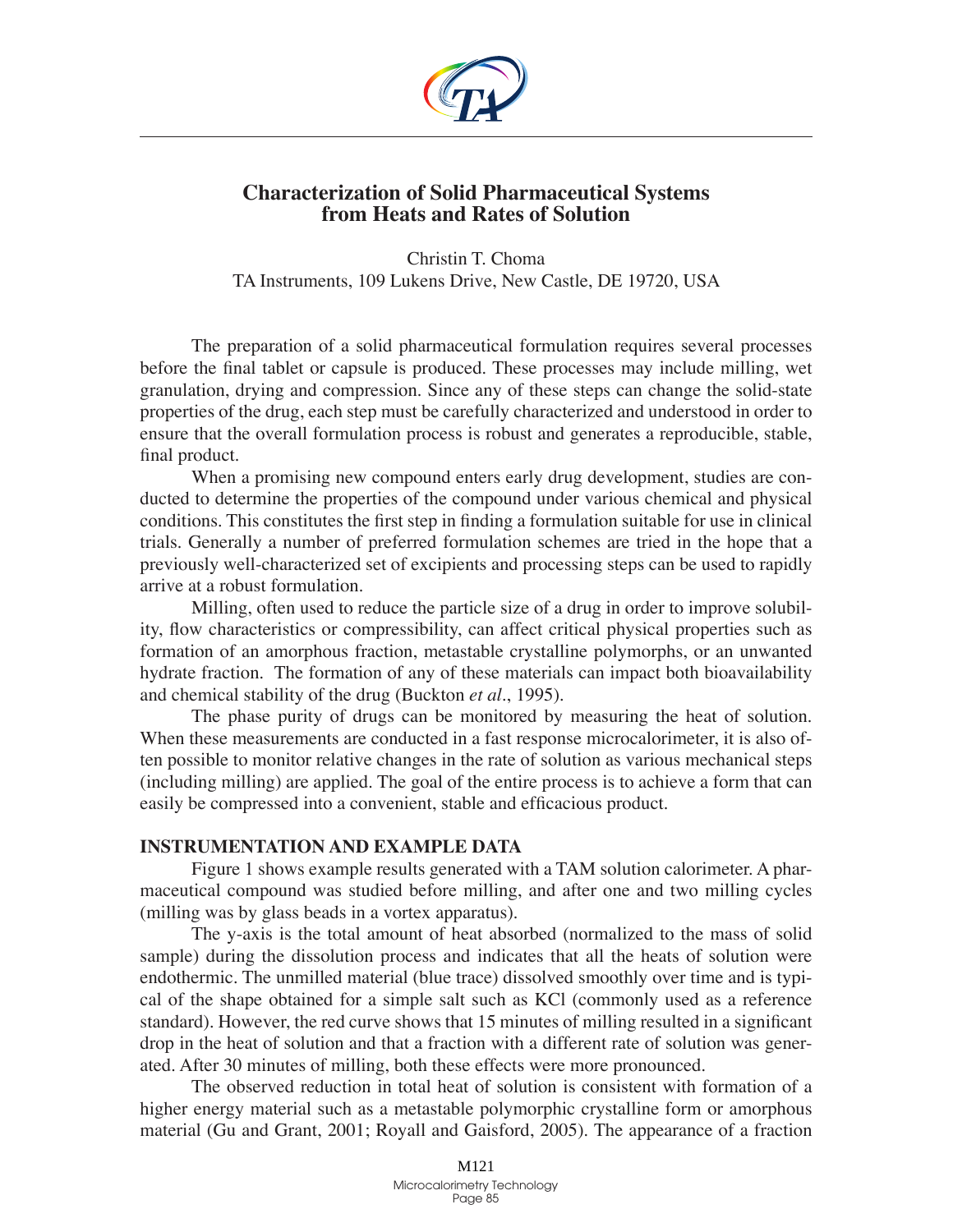# Characterization of Solid Pharmaceutical Systems from Heats and Rates of Solution

Christin T. Choma
TA Instruments, 109 Lukens Drive, New Castle, DE 19720, USA

The preparation of a solid pharmaceutical formulation requires several processes before the final tablet or capsule is produced. These processes may include milling, wet granulation, drying and compression. Since any of these steps can change the solid-state properties of the drug, each step must be carefully characterized and understood in order to ensure that the overall formulation process is robust and generates a reproducible, stable, final product.

When a promising new compound enters early drug development, studies are conducted to determine the properties of the compound under various chemical and physical conditions. This constitutes the first step in finding a formulation suitable for use in clinical trials. Generally a number of preferred formulation schemes are tried in the hope that a previously well-characterized set of excipients and processing steps can be used to rapidly arrive at a robust formulation.

Milling, often used to reduce the particle size of a drug in order to improve solubility, flow characteristics or compressibility, can affect critical physical properties such as formation of an amorphous fraction, metastable crystalline polymorphs, or an unwanted hydrate fraction. The formation of any of these materials can impact both bioavailability and chemical stability of the drug (Buckton *et al*., 1995).

The phase purity of drugs can be monitored by measuring the heat of solution. When these measurements are conducted in a fast response microcalorimeter, it is also often possible to monitor relative changes in the rate of solution as various mechanical steps (including milling) are applied. The goal of the entire process is to achieve a form that can easily be compressed into a convenient, stable and efficacious product.

## INSTRUMENTATION AND EXAMPLE DATA

Figure 1 shows example results generated with a TAM solution calorimeter. A pharmaceutical compound was studied before milling, and after one and two milling cycles (milling was by glass beads in a vortex apparatus).

The y-axis is the total amount of heat absorbed (normalized to the mass of solid sample) during the dissolution process and indicates that all the heats of solution were endothermic. The unmilled material (blue trace) dissolved smoothly over time and is typical of the shape obtained for a simple salt such as KCl (commonly used as a reference standard). However, the red curve shows that 15 minutes of milling resulted in a significant drop in the heat of solution and that a fraction with a different rate of solution was generated. After 30 minutes of milling, both these effects were more pronounced.

The observed reduction in total heat of solution is consistent with formation of a higher energy material such as a metastable polymorphic crystalline form or amorphous material (Gu and Grant, 2001; Royall and Gaisford, 2005). The appearance of a fraction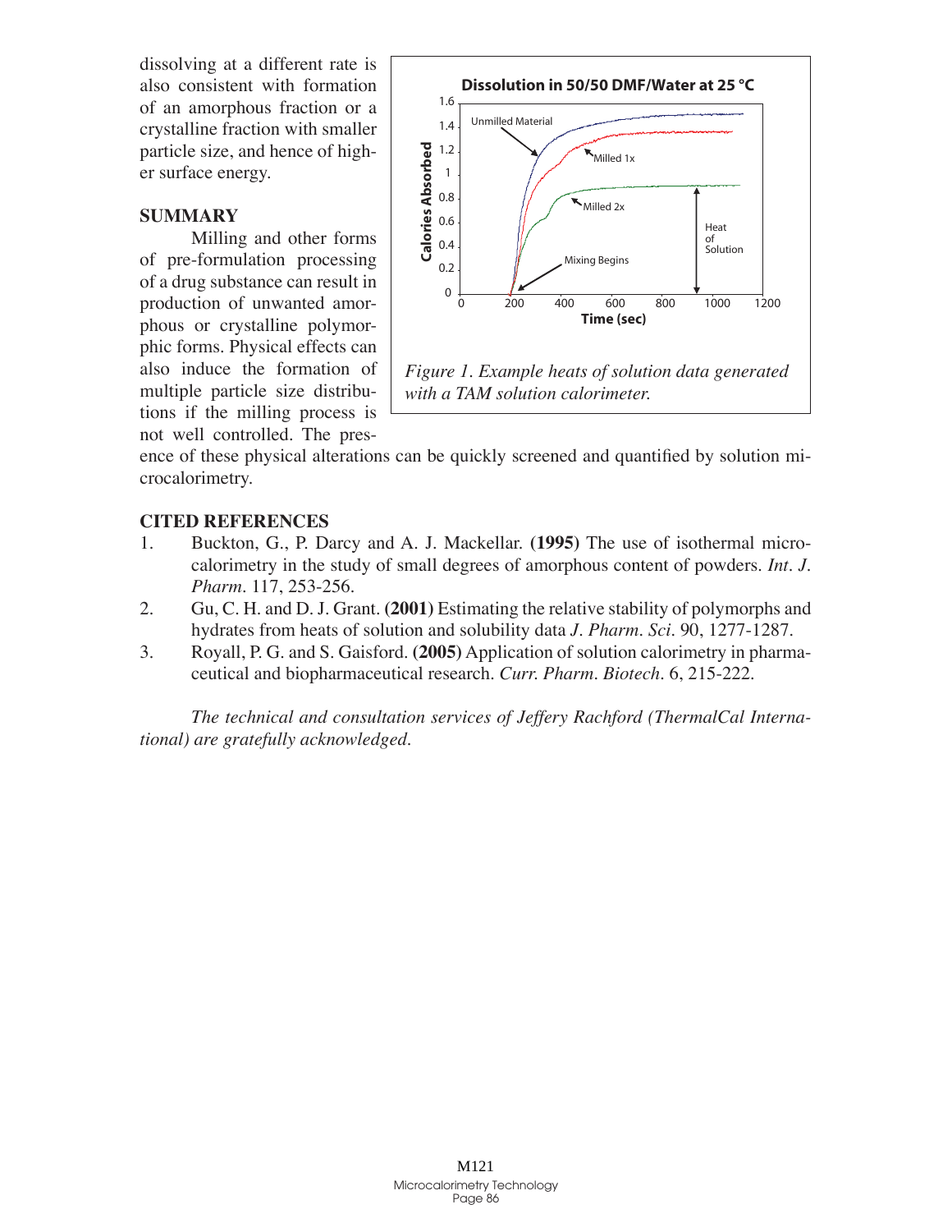dissolving at a different rate is also consistent with formation of an amorphous fraction or a crystalline fraction with smaller particle size, and hence of higher surface energy.

## SUMMARY

Milling and other forms of pre-formulation processing of a drug substance can result in production of unwanted amorphous or crystalline polymorphic forms. Physical effects can also induce the formation of multiple particle size distributions if the milling process is not well controlled. The presence of these physical alterations can be quickly screened and quantified by solution microcalorimetry.

Dissolution in 50/50 DMF/Water at 25 °C

Calories Absorbed

0
0.2
0.4
0.6
0.8
1
1.2
1.4
1.6

Time (sec)

0
200
400
600
800
1000
1200

Unmilled Material

Milled 1x

Milled 2x

Mixing Begins

Heat of Solution

*Figure 1. Example heats of solution data generated with a TAM solution calorimeter.*

## CITED REFERENCES

1. Buckton, G., P. Darcy and A. J. Mackellar. **(1995)** The use of isothermal microcalorimetry in the study of small degrees of amorphous content of powders. *Int. J. Pharm.* 117, 253-256.
2. Gu, C. H. and D. J. Grant. **(2001)** Estimating the relative stability of polymorphs and hydrates from heats of solution and solubility data *J. Pharm. Sci.* 90, 1277-1287.
3. Royall, P. G. and S. Gaisford. **(2005)** Application of solution calorimetry in pharmaceutical and biopharmaceutical research. *Curr. Pharm. Biotech.* 6, 215-222.

*The technical and consultation services of Jeffery Rachford (ThermalCal International) are gratefully acknowledged.*